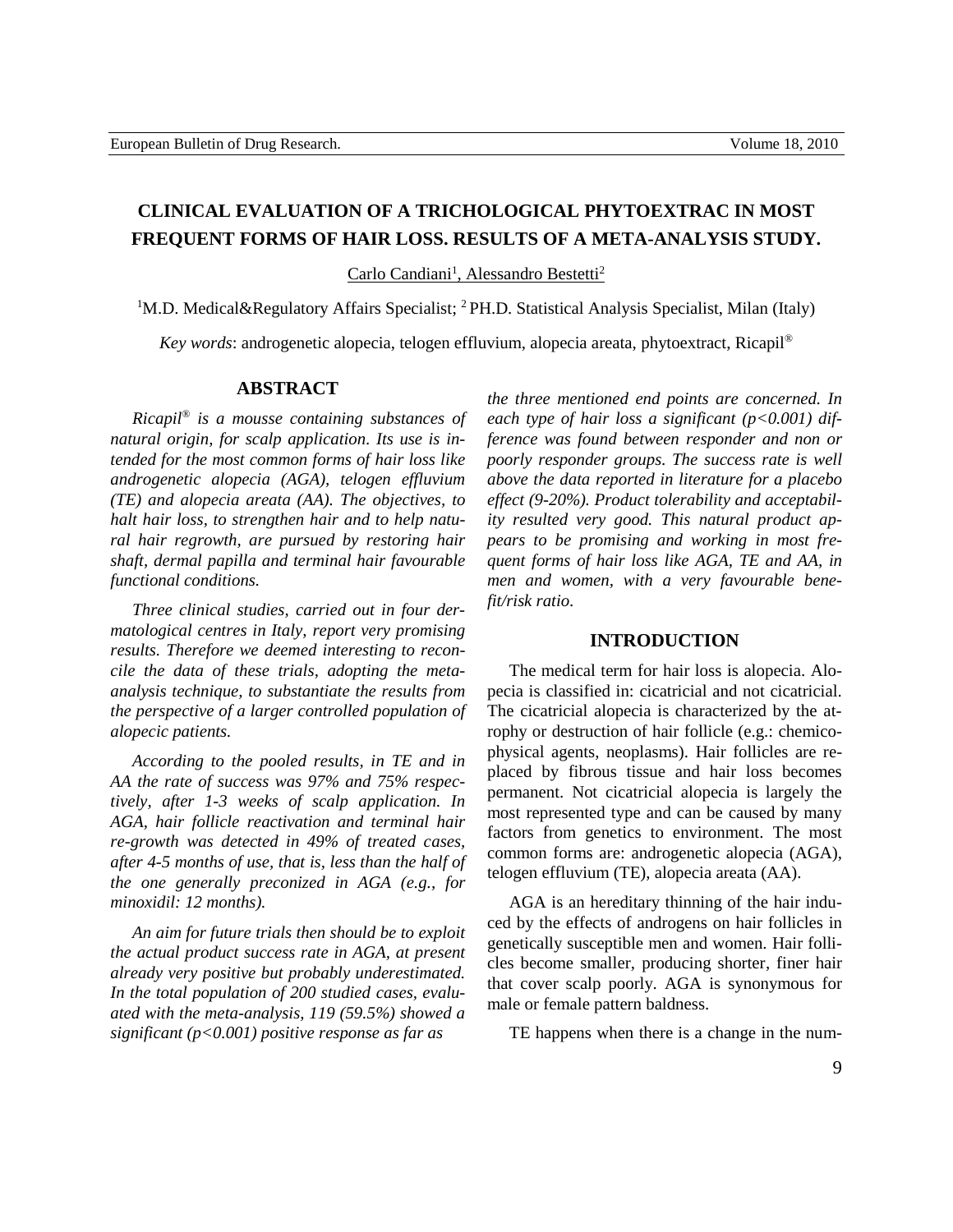# CLINICAL EVALUATION OF A TRICHOLOGICAL PHYTOEXTRAC IN MOST FREQUENT FORMS OF HAIR LOSS. RESULTS OF A META-ANALYSIS STUDY.

Carlo Candiani[1], Alessandro Bestetti[2]

[1]M.D. Medical&Regulatory Affairs Specialist; [2] PH.D. Statistical Analysis Specialist, Milan (Italy)

*Key words*: androgenetic alopecia, telogen effluvium, alopecia areata, phytoextract, Ricapil®

## ABSTRACT

*Ricapil® is a mousse containing substances of natural origin, for scalp application. Its use is intended for the most common forms of hair loss like androgenetic alopecia (AGA), telogen effluvium (TE) and alopecia areata (AA). The objectives, to halt hair loss, to strengthen hair and to help natural hair regrowth, are pursued by restoring hair shaft, dermal papilla and terminal hair favourable functional conditions.*

*Three clinical studies, carried out in four dermatological centres in Italy, report very promising results. Therefore we deemed interesting to reconcile the data of these trials, adopting the meta-analysis technique, to substantiate the results from the perspective of a larger controlled population of alopecic patients.*

*According to the pooled results, in TE and in AA the rate of success was 97% and 75% respectively, after 1-3 weeks of scalp application. In AGA, hair follicle reactivation and terminal hair re-growth was detected in 49% of treated cases, after 4-5 months of use, that is, less than the half of the one generally preconized in AGA (e.g., for minoxidil: 12 months).*

*An aim for future trials then should be to exploit the actual product success rate in AGA, at present already very positive but probably underestimated. In the total population of 200 studied cases, evaluated with the meta-analysis, 119 (59.5%) showed a significant ($p<0.001$) positive response as far as the three mentioned end points are concerned. In each type of hair loss a significant ($p<0.001$) difference was found between responder and non or poorly responder groups. The success rate is well above the data reported in literature for a placebo effect (9-20%). Product tolerability and acceptability resulted very good. This natural product appears to be promising and working in most frequent forms of hair loss like AGA, TE and AA, in men and women, with a very favourable benefit/risk ratio.*

## INTRODUCTION

The medical term for hair loss is alopecia. Alopecia is classified in: cicatricial and not cicatricial. The cicatricial alopecia is characterized by the atrophy or destruction of hair follicle (e.g.: chemico-physical agents, neoplasms). Hair follicles are replaced by fibrous tissue and hair loss becomes permanent. Not cicatricial alopecia is largely the most represented type and can be caused by many factors from genetics to environment. The most common forms are: androgenetic alopecia (AGA), telogen effluvium (TE), alopecia areata (AA).

AGA is an hereditary thinning of the hair induced by the effects of androgens on hair follicles in genetically susceptible men and women. Hair follicles become smaller, producing shorter, finer hair that cover scalp poorly. AGA is synonymous for male or female pattern baldness.

TE happens when there is a change in the num-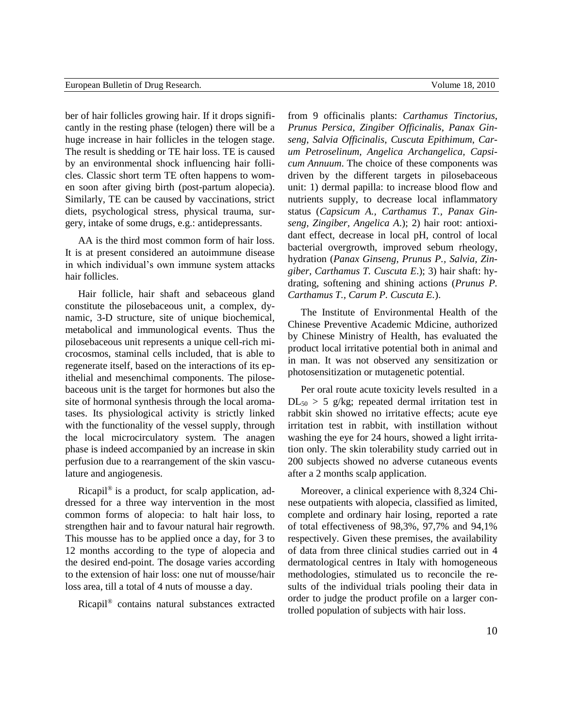ber of hair follicles growing hair. If it drops significantly in the resting phase (telogen) there will be a huge increase in hair follicles in the telogen stage. The result is shedding or TE hair loss. TE is caused by an environmental shock influencing hair follicles. Classic short term TE often happens to women soon after giving birth (post-partum alopecia). Similarly, TE can be caused by vaccinations, strict diets, psychological stress, physical trauma, surgery, intake of some drugs, e.g.: antidepressants.

AA is the third most common form of hair loss. It is at present considered an autoimmune disease in which individual's own immune system attacks hair follicles.

Hair follicle, hair shaft and sebaceous gland constitute the pilosebaceous unit, a complex, dynamic, 3-D structure, site of unique biochemical, metabolical and immunological events. Thus the pilosebaceous unit represents a unique cell-rich microcosmos, staminal cells included, that is able to regenerate itself, based on the interactions of its epithelial and mesenchimal components. The pilosebaceous unit is the target for hormones but also the site of hormonal synthesis through the local aromatases. Its physiological activity is strictly linked with the functionality of the vessel supply, through the local microcirculatory system. The anagen phase is indeed accompanied by an increase in skin perfusion due to a rearrangement of the skin vasculature and angiogenesis.

Ricapil® is a product, for scalp application, addressed for a three way intervention in the most common forms of alopecia: to halt hair loss, to strengthen hair and to favour natural hair regrowth. This mousse has to be applied once a day, for 3 to 12 months according to the type of alopecia and the desired end-point. The dosage varies according to the extension of hair loss: one nut of mousse/hair loss area, till a total of 4 nuts of mousse a day.

Ricapil® contains natural substances extracted from 9 officinalis plants: *Carthamus Tinctorius*, *Prunus Persica*, *Zingiber Officinalis*, *Panax Ginseng*, *Salvia Officinalis*, *Cuscuta Epithimum*, *Carum Petroselinum*, *Angelica Archangelica*, *Capsicum Annuum*. The choice of these components was driven by the different targets in pilosebaceous unit: 1) dermal papilla: to increase blood flow and nutrients supply, to decrease local inflammatory status (*Capsicum A.*, *Carthamus T.*, *Panax Ginseng*, *Zingiber*, *Angelica A.*); 2) hair root: antioxidant effect, decrease in local pH, control of local bacterial overgrowth, improved sebum rheology, hydration (*Panax Ginseng*, *Prunus P.*, *Salvia*, *Zingiber*, *Carthamus T. Cuscuta E.*); 3) hair shaft: hydrating, softening and shining actions (*Prunus P. Carthamus T.*, *Carum P. Cuscuta E.*).

The Institute of Environmental Health of the Chinese Preventive Academic Mdicine, authorized by Chinese Ministry of Health, has evaluated the product local irritative potential both in animal and in man. It was not observed any sensitization or photosensitization or mutagenetic potential.

Per oral route acute toxicity levels resulted in a $DL_{50}$ > 5 g/kg; repeated dermal irritation test in rabbit skin showed no irritative effects; acute eye irritation test in rabbit, with instillation without washing the eye for 24 hours, showed a light irritation only. The skin tolerability study carried out in 200 subjects showed no adverse cutaneous events after a 2 months scalp application.

Moreover, a clinical experience with 8,324 Chinese outpatients with alopecia, classified as limited, complete and ordinary hair losing, reported a rate of total effectiveness of 98,3%, 97,7% and 94,1% respectively. Given these premises, the availability of data from three clinical studies carried out in 4 dermatological centres in Italy with homogeneous methodologies, stimulated us to reconcile the results of the individual trials pooling their data in order to judge the product profile on a larger controlled population of subjects with hair loss.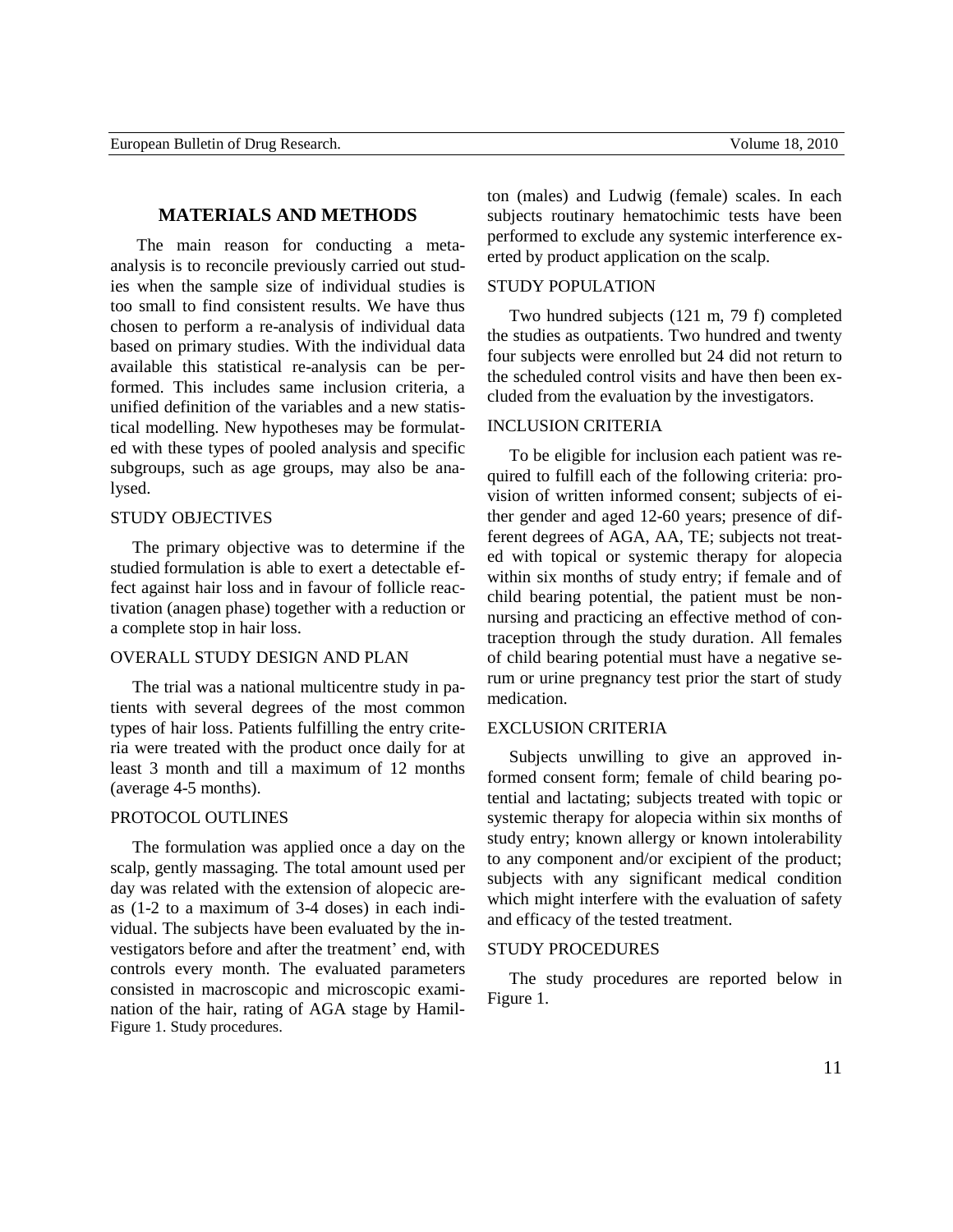## MATERIALS AND METHODS

The main reason for conducting a meta-analysis is to reconcile previously carried out studies when the sample size of individual studies is too small to find consistent results. We have thus chosen to perform a re-analysis of individual data based on primary studies. With the individual data available this statistical re-analysis can be performed. This includes same inclusion criteria, a unified definition of the variables and a new statistical modelling. New hypotheses may be formulated with these types of pooled analysis and specific subgroups, such as age groups, may also be analysed.

### STUDY OBJECTIVES

The primary objective was to determine if the studied formulation is able to exert a detectable effect against hair loss and in favour of follicle reactivation (anagen phase) together with a reduction or a complete stop in hair loss.

### OVERALL STUDY DESIGN AND PLAN

The trial was a national multicentre study in patients with several degrees of the most common types of hair loss. Patients fulfilling the entry criteria were treated with the product once daily for at least 3 month and till a maximum of 12 months (average 4-5 months).

### PROTOCOL OUTLINES

The formulation was applied once a day on the scalp, gently massaging. The total amount used per day was related with the extension of alopecic areas (1-2 to a maximum of 3-4 doses) in each individual. The subjects have been evaluated by the investigators before and after the treatment' end, with controls every month. The evaluated parameters consisted in macroscopic and microscopic examination of the hair, rating of AGA stage by Hamilton (males) and Ludwig (female) scales. In each subjects routinary hematochimic tests have been performed to exclude any systemic interference exerted by product application on the scalp.

### STUDY POPULATION

Two hundred subjects (121 m, 79 f) completed the studies as outpatients. Two hundred and twenty four subjects were enrolled but 24 did not return to the scheduled control visits and have then been excluded from the evaluation by the investigators.

### INCLUSION CRITERIA

To be eligible for inclusion each patient was required to fulfill each of the following criteria: provision of written informed consent; subjects of either gender and aged 12-60 years; presence of different degrees of AGA, AA, TE; subjects not treated with topical or systemic therapy for alopecia within six months of study entry; if female and of child bearing potential, the patient must be non-nursing and practicing an effective method of contraception through the study duration. All females of child bearing potential must have a negative serum or urine pregnancy test prior the start of study medication.

### EXCLUSION CRITERIA

Subjects unwilling to give an approved informed consent form; female of child bearing potential and lactating; subjects treated with topic or systemic therapy for alopecia within six months of study entry; known allergy or known intolerability to any component and/or excipient of the product; subjects with any significant medical condition which might interfere with the evaluation of safety and efficacy of the tested treatment.

### STUDY PROCEDURES

The study procedures are reported below in Figure 1.

Figure 1. Study procedures.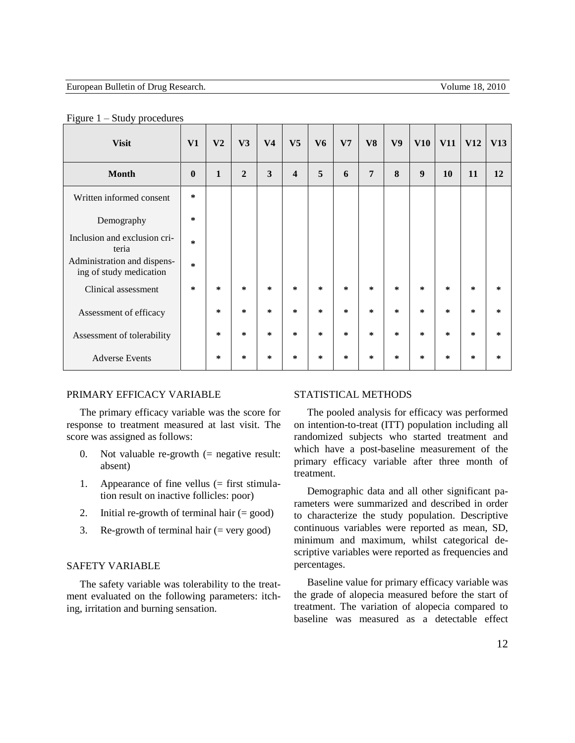Figure 1 – Study procedures

| Visit | V1 | V2 | V3 | V4 | V5 | V6 | V7 | V8 | V9 | V10 | V11 | V12 | V13 |
|---|---|---|---|---|---|---|---|---|---|---|---|---|---|
| **Month** | **0** | **1** | **2** | **3** | **4** | **5** | **6** | **7** | **8** | **9** | **10** | **11** | **12** |
| Written informed consent | * | | | | | | | | | | | | |
| Demography | * | | | | | | | | | | | | |
| Inclusion and exclusion criteria | * | | | | | | | | | | | | |
| Administration and dispensing of study medication | * | | | | | | | | | | | | |
| Clinical assessment | * | * | * | * | * | * | * | * | * | * | * | * | * |
| Assessment of efficacy | | * | * | * | * | * | * | * | * | * | * | * | * |
| Assessment of tolerability | | * | * | * | * | * | * | * | * | * | * | * | * |
| Adverse Events | | * | * | * | * | * | * | * | * | * | * | * | * |

## PRIMARY EFFICACY VARIABLE

The primary efficacy variable was the score for response to treatment measured at last visit. The score was assigned as follows:

0. Not valuable re-growth (= negative result: absent)
1. Appearance of fine vellus (= first stimulation result on inactive follicles: poor)
2. Initial re-growth of terminal hair (= good)
3. Re-growth of terminal hair (= very good)

## SAFETY VARIABLE

The safety variable was tolerability to the treatment evaluated on the following parameters: itching, irritation and burning sensation.

## STATISTICAL METHODS

The pooled analysis for efficacy was performed on intention-to-treat (ITT) population including all randomized subjects who started treatment and which have a post-baseline measurement of the primary efficacy variable after three month of treatment.

Demographic data and all other significant parameters were summarized and described in order to characterize the study population. Descriptive continuous variables were reported as mean, SD, minimum and maximum, whilst categorical descriptive variables were reported as frequencies and percentages.

Baseline value for primary efficacy variable was the grade of alopecia measured before the start of treatment. The variation of alopecia compared to baseline was measured as a detectable effect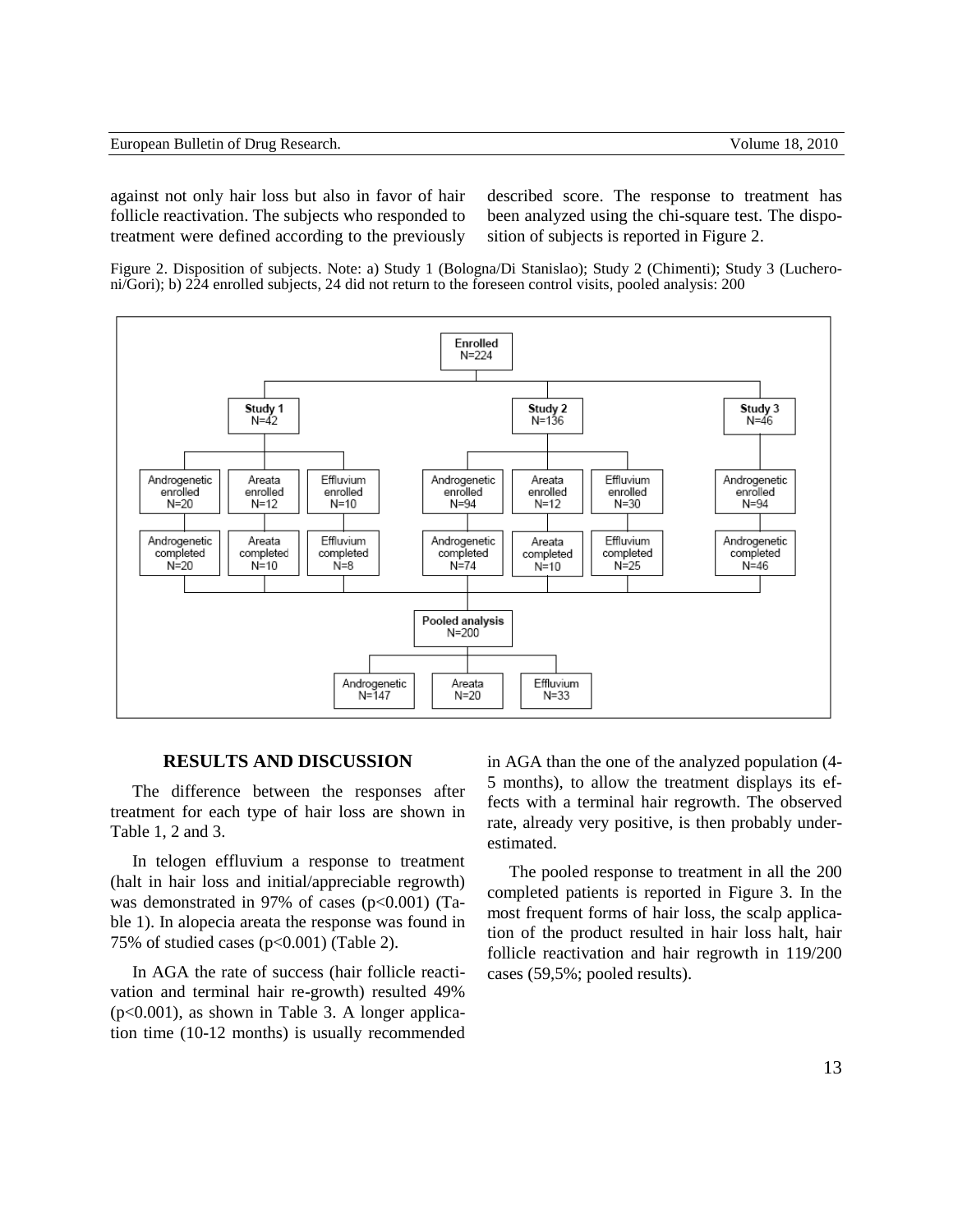against not only hair loss but also in favor of hair follicle reactivation. The subjects who responded to treatment were defined according to the previously described score. The response to treatment has been analyzed using the chi-square test. The disposition of subjects is reported in Figure 2.

Figure 2. Disposition of subjects. Note: a) Study 1 (Bologna/Di Stanislao); Study 2 (Chimenti); Study 3 (Lucheroni/Gori); b) 224 enrolled subjects, 24 did not return to the foreseen control visits, pooled analysis: 200

- Enrolled N=224
  - Study 1 N=42
    - Androgenetic enrolled N=20 → Androgenetic completed N=20
    - Areata enrolled N=12 → Areata completed N=10
    - Effluvium enrolled N=10 → Effluvium completed N=8
  - Study 2 N=136
    - Androgenetic enrolled N=94 → Androgenetic completed N=74
    - Areata enrolled N=12 → Areata completed N=10
    - Effluvium enrolled N=30 → Effluvium completed N=25
  - Study 3 N=46
    - Androgenetic enrolled N=94 → Androgenetic completed N=46
- Pooled analysis N=200
  - Androgenetic N=147
  - Areata N=20
  - Effluvium N=33

## RESULTS AND DISCUSSION

The difference between the responses after treatment for each type of hair loss are shown in Table 1, 2 and 3.

In telogen effluvium a response to treatment (halt in hair loss and initial/appreciable regrowth) was demonstrated in 97% of cases ($p<0.001$) (Table 1). In alopecia areata the response was found in 75% of studied cases ($p<0.001$) (Table 2).

In AGA the rate of success (hair follicle reactivation and terminal hair re-growth) resulted 49% ($p<0.001$), as shown in Table 3. A longer application time (10-12 months) is usually recommended in AGA than the one of the analyzed population (4-5 months), to allow the treatment displays its effects with a terminal hair regrowth. The observed rate, already very positive, is then probably underestimated.

The pooled response to treatment in all the 200 completed patients is reported in Figure 3. In the most frequent forms of hair loss, the scalp application of the product resulted in hair loss halt, hair follicle reactivation and hair regrowth in 119/200 cases (59,5%; pooled results).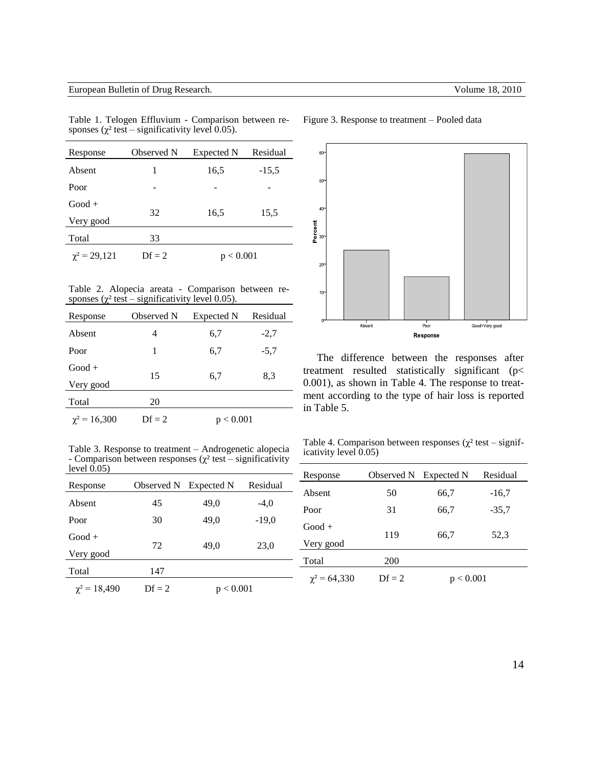Table 1. Telogen Effluvium - Comparison between responses ($\chi^2$ test – significativity level 0.05).

| Response | Observed N | Expected N | Residual |
|---|---|---|---|
| Absent | 1 | 16,5 | -15,5 |
| Poor | - | - | - |
| Good + Very good | 32 | 16,5 | 15,5 |
| Total | 33 | | |
| $\chi^2 = 29{,}121$ | Df = 2 | $p < 0.001$ | |

Table 2. Alopecia areata - Comparison between responses ($\chi^2$ test – significativity level 0.05).

| Response | Observed N | Expected N | Residual |
|---|---|---|---|
| Absent | 4 | 6,7 | -2,7 |
| Poor | 1 | 6,7 | -5,7 |
| Good + Very good | 15 | 6,7 | 8,3 |
| Total | 20 | | |
| $\chi^2 = 16{,}300$ | Df = 2 | $p < 0.001$ | |

Table 3. Response to treatment – Androgenetic alopecia - Comparison between responses ($\chi^2$ test – significativity level 0.05)

| Response | Observed N | Expected N | Residual |
|---|---|---|---|
| Absent | 45 | 49,0 | -4,0 |
| Poor | 30 | 49,0 | -19,0 |
| Good + Very good | 72 | 49,0 | 23,0 |
| Total | 147 | | |
| $\chi^2 = 18{,}490$ | Df = 2 | $p < 0.001$ | |

Figure 3. Response to treatment – Pooled data

The difference between the responses after treatment resulted statistically significant ($p< 0.001$), as shown in Table 4. The response to treatment according to the type of hair loss is reported in Table 5.

Table 4. Comparison between responses ($\chi^2$ test – significativity level 0.05)

| Response | Observed N | Expected N | Residual |
|---|---|---|---|
| Absent | 50 | 66,7 | -16,7 |
| Poor | 31 | 66,7 | -35,7 |
| Good + Very good | 119 | 66,7 | 52,3 |
| Total | 200 | | |
| $\chi^2 = 64{,}330$ | Df = 2 | $p < 0.001$ | |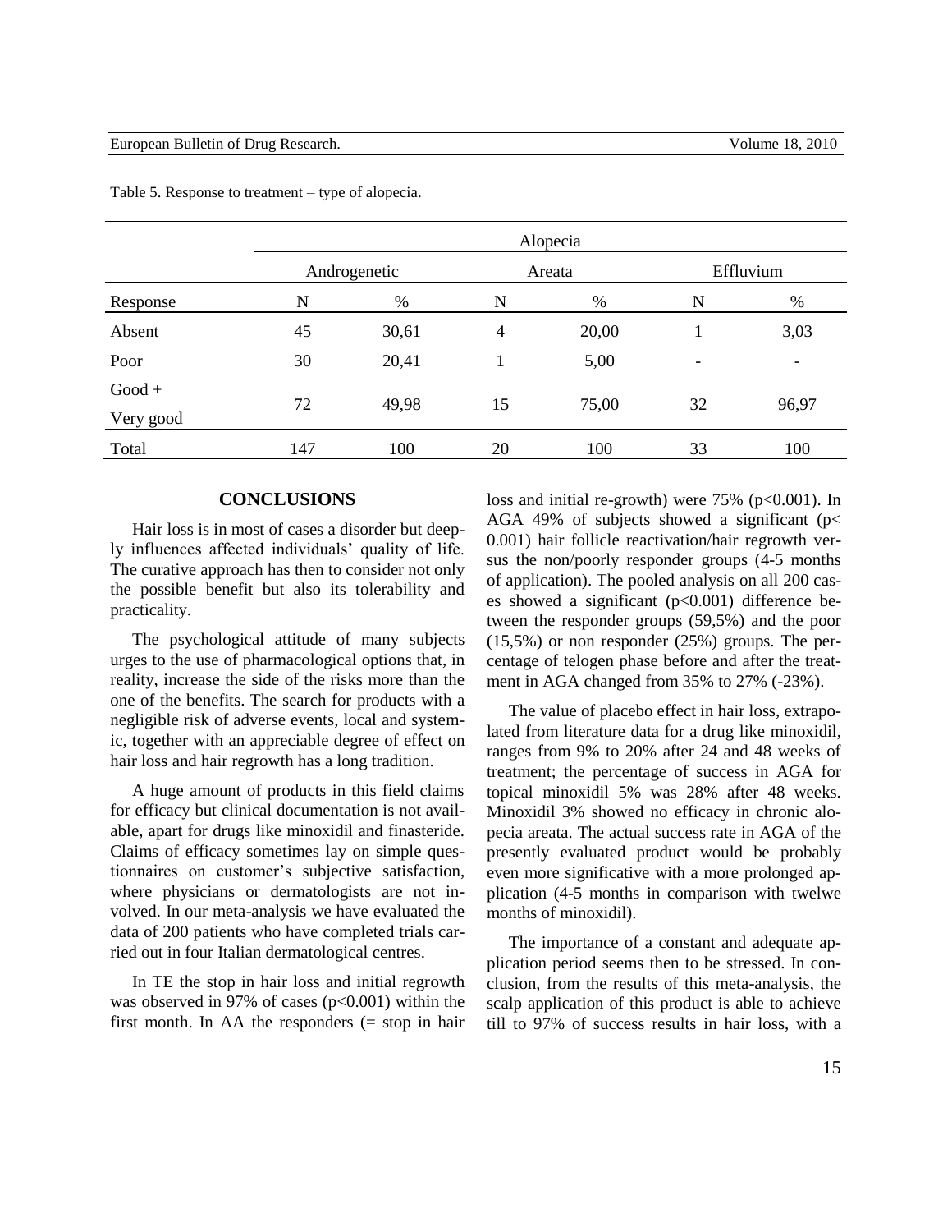Table 5. Response to treatment – type of alopecia.

| | Alopecia | | | | | |
|---|---|---|---|---|---|---|
| | Androgenetic | | Areata | | Effluvium | |
| Response | N | % | N | % | N | % |
| Absent | 45 | 30,61 | 4 | 20,00 | 1 | 3,03 |
| Poor | 30 | 20,41 | 1 | 5,00 | - | - |
| Good + Very good | 72 | 49,98 | 15 | 75,00 | 32 | 96,97 |
| Total | 147 | 100 | 20 | 100 | 33 | 100 |

## CONCLUSIONS

Hair loss is in most of cases a disorder but deeply influences affected individuals' quality of life. The curative approach has then to consider not only the possible benefit but also its tolerability and practicality.

The psychological attitude of many subjects urges to the use of pharmacological options that, in reality, increase the side of the risks more than the one of the benefits. The search for products with a negligible risk of adverse events, local and systemic, together with an appreciable degree of effect on hair loss and hair regrowth has a long tradition.

A huge amount of products in this field claims for efficacy but clinical documentation is not available, apart for drugs like minoxidil and finasteride. Claims of efficacy sometimes lay on simple questionnaires on customer's subjective satisfaction, where physicians or dermatologists are not involved. In our meta-analysis we have evaluated the data of 200 patients who have completed trials carried out in four Italian dermatological centres.

In TE the stop in hair loss and initial regrowth was observed in 97% of cases ($p<0.001$) within the first month. In AA the responders (= stop in hair loss and initial re-growth) were 75% ($p<0.001$). In AGA 49% of subjects showed a significant ($p< 0.001$) hair follicle reactivation/hair regrowth versus the non/poorly responder groups (4-5 months of application). The pooled analysis on all 200 cases showed a significant ($p<0.001$) difference between the responder groups (59,5%) and the poor (15,5%) or non responder (25%) groups. The percentage of telogen phase before and after the treatment in AGA changed from 35% to 27% (-23%).

The value of placebo effect in hair loss, extrapolated from literature data for a drug like minoxidil, ranges from 9% to 20% after 24 and 48 weeks of treatment; the percentage of success in AGA for topical minoxidil 5% was 28% after 48 weeks. Minoxidil 3% showed no efficacy in chronic alopecia areata. The actual success rate in AGA of the presently evaluated product would be probably even more significative with a more prolonged application (4-5 months in comparison with twelwe months of minoxidil).

The importance of a constant and adequate application period seems then to be stressed. In conclusion, from the results of this meta-analysis, the scalp application of this product is able to achieve till to 97% of success results in hair loss, with a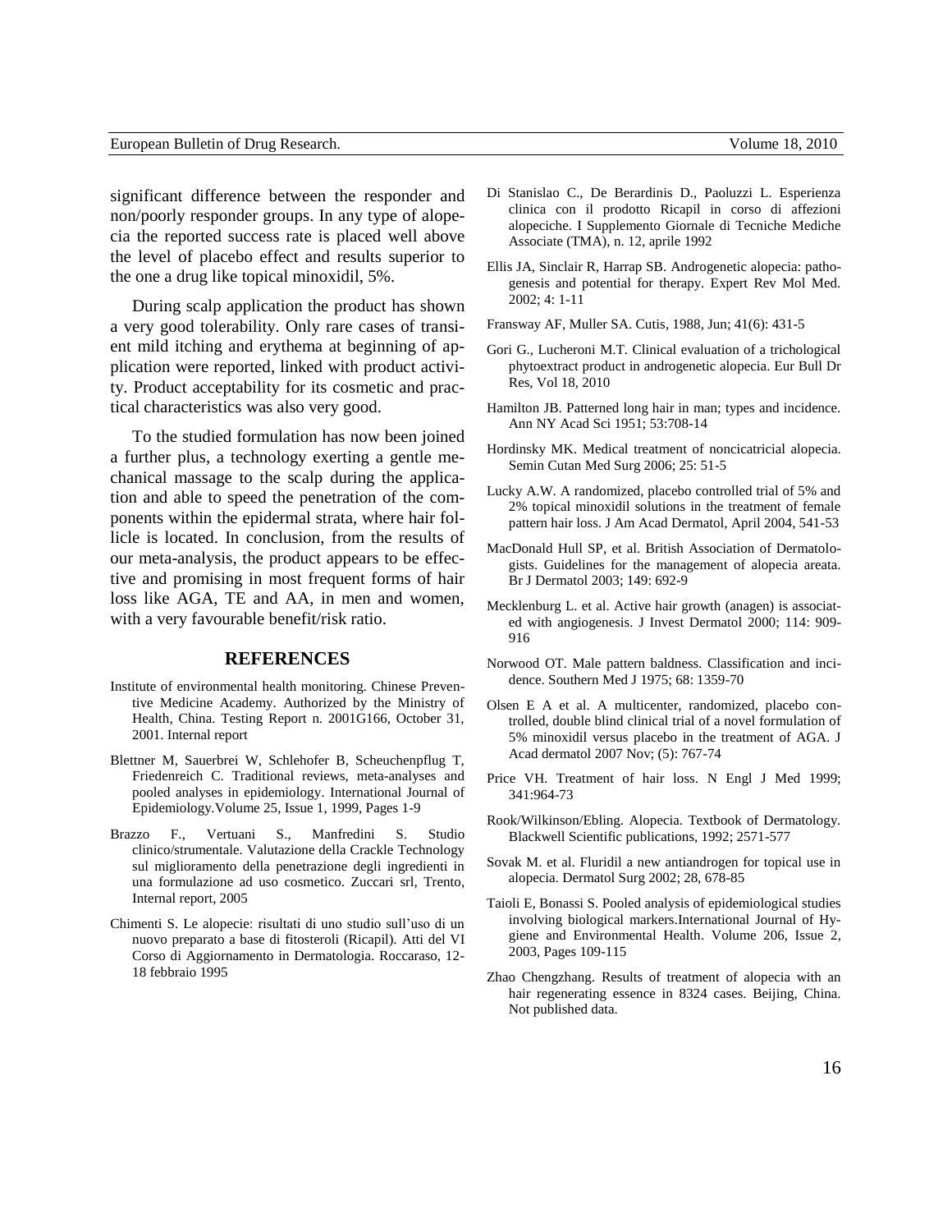significant difference between the responder and non/poorly responder groups. In any type of alopecia the reported success rate is placed well above the level of placebo effect and results superior to the one a drug like topical minoxidil, 5%.

During scalp application the product has shown a very good tolerability. Only rare cases of transient mild itching and erythema at beginning of application were reported, linked with product activity. Product acceptability for its cosmetic and practical characteristics was also very good.

To the studied formulation has now been joined a further plus, a technology exerting a gentle mechanical massage to the scalp during the application and able to speed the penetration of the components within the epidermal strata, where hair follicle is located. In conclusion, from the results of our meta-analysis, the product appears to be effective and promising in most frequent forms of hair loss like AGA, TE and AA, in men and women, with a very favourable benefit/risk ratio.

## REFERENCES

Institute of environmental health monitoring. Chinese Preventive Medicine Academy. Authorized by the Ministry of Health, China. Testing Report n. 2001G166, October 31, 2001. Internal report

Blettner M, Sauerbrei W, Schlehofer B, Scheuchenpflug T, Friedenreich C. Traditional reviews, meta-analyses and pooled analyses in epidemiology. International Journal of Epidemiology.Volume 25, Issue 1, 1999, Pages 1-9

Brazzo F., Vertuani S., Manfredini S. Studio clinico/strumentale. Valutazione della Crackle Technology sul miglioramento della penetrazione degli ingredienti in una formulazione ad uso cosmetico. Zuccari srl, Trento, Internal report, 2005

Chimenti S. Le alopecie: risultati di uno studio sull'uso di un nuovo preparato a base di fitosteroli (Ricapil). Atti del VI Corso di Aggiornamento in Dermatologia. Roccaraso, 12-18 febbraio 1995

Di Stanislao C., De Berardinis D., Paoluzzi L. Esperienza clinica con il prodotto Ricapil in corso di affezioni alopeciche. I Supplemento Giornale di Tecniche Mediche Associate (TMA), n. 12, aprile 1992

Ellis JA, Sinclair R, Harrap SB. Androgenetic alopecia: pathogenesis and potential for therapy. Expert Rev Mol Med. 2002; 4: 1-11

Fransway AF, Muller SA. Cutis, 1988, Jun; 41(6): 431-5

Gori G., Lucheroni M.T. Clinical evaluation of a trichological phytoextract product in androgenetic alopecia. Eur Bull Dr Res, Vol 18, 2010

Hamilton JB. Patterned long hair in man; types and incidence. Ann NY Acad Sci 1951; 53:708-14

Hordinsky MK. Medical treatment of noncicatricial alopecia. Semin Cutan Med Surg 2006; 25: 51-5

Lucky A.W. A randomized, placebo controlled trial of 5% and 2% topical minoxidil solutions in the treatment of female pattern hair loss. J Am Acad Dermatol, April 2004, 541-53

MacDonald Hull SP, et al. British Association of Dermatologists. Guidelines for the management of alopecia areata. Br J Dermatol 2003; 149: 692-9

Mecklenburg L. et al. Active hair growth (anagen) is associated with angiogenesis. J Invest Dermatol 2000; 114: 909-916

Norwood OT. Male pattern baldness. Classification and incidence. Southern Med J 1975; 68: 1359-70

Olsen E A et al. A multicenter, randomized, placebo controlled, double blind clinical trial of a novel formulation of 5% minoxidil versus placebo in the treatment of AGA. J Acad dermatol 2007 Nov; (5): 767-74

Price VH. Treatment of hair loss. N Engl J Med 1999; 341:964-73

Rook/Wilkinson/Ebling. Alopecia. Textbook of Dermatology. Blackwell Scientific publications, 1992; 2571-577

Sovak M. et al. Fluridil a new antiandrogen for topical use in alopecia. Dermatol Surg 2002; 28, 678-85

Taioli E, Bonassi S. Pooled analysis of epidemiological studies involving biological markers.International Journal of Hygiene and Environmental Health. Volume 206, Issue 2, 2003, Pages 109-115

Zhao Chengzhang. Results of treatment of alopecia with an hair regenerating essence in 8324 cases. Beijing, China. Not published data.